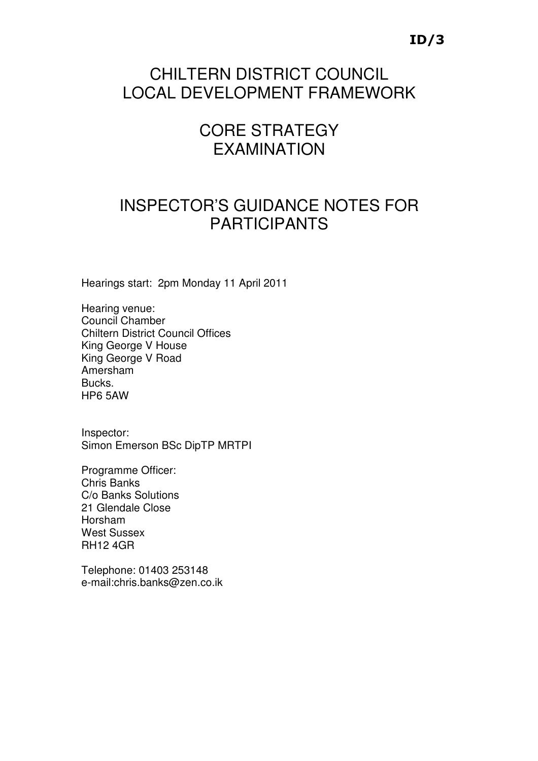**ID/3**

# CHILTERN DISTRICT COUNCIL
# LOCAL DEVELOPMENT FRAMEWORK

# CORE STRATEGY EXAMINATION

# INSPECTOR'S GUIDANCE NOTES FOR PARTICIPANTS

Hearings start: 2pm Monday 11 April 2011

Hearing venue:
Council Chamber
Chiltern District Council Offices
King George V House
King George V Road
Amersham
Bucks.
HP6 5AW

Inspector:
Simon Emerson BSc DipTP MRTPI

Programme Officer:
Chris Banks
C/o Banks Solutions
21 Glendale Close
Horsham
West Sussex
RH12 4GR

Telephone: 01403 253148
e-mail:chris.banks@zen.co.ik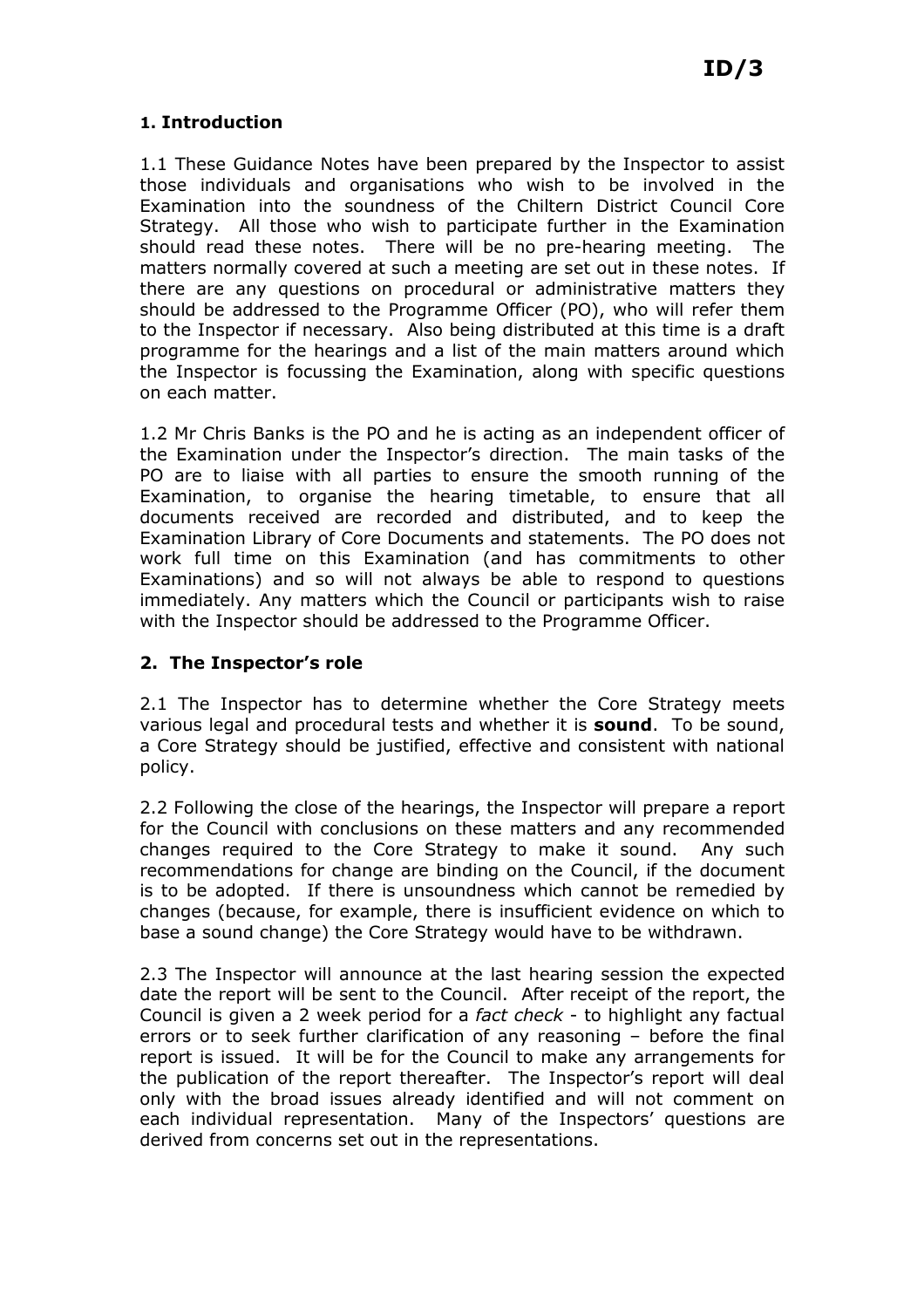**ID/3**

## 1. Introduction

1.1 These Guidance Notes have been prepared by the Inspector to assist those individuals and organisations who wish to be involved in the Examination into the soundness of the Chiltern District Council Core Strategy. All those who wish to participate further in the Examination should read these notes. There will be no pre-hearing meeting. The matters normally covered at such a meeting are set out in these notes. If there are any questions on procedural or administrative matters they should be addressed to the Programme Officer (PO), who will refer them to the Inspector if necessary. Also being distributed at this time is a draft programme for the hearings and a list of the main matters around which the Inspector is focussing the Examination, along with specific questions on each matter.

1.2 Mr Chris Banks is the PO and he is acting as an independent officer of the Examination under the Inspector's direction. The main tasks of the PO are to liaise with all parties to ensure the smooth running of the Examination, to organise the hearing timetable, to ensure that all documents received are recorded and distributed, and to keep the Examination Library of Core Documents and statements. The PO does not work full time on this Examination (and has commitments to other Examinations) and so will not always be able to respond to questions immediately. Any matters which the Council or participants wish to raise with the Inspector should be addressed to the Programme Officer.

## 2. The Inspector's role

2.1 The Inspector has to determine whether the Core Strategy meets various legal and procedural tests and whether it is **sound**. To be sound, a Core Strategy should be justified, effective and consistent with national policy.

2.2 Following the close of the hearings, the Inspector will prepare a report for the Council with conclusions on these matters and any recommended changes required to the Core Strategy to make it sound. Any such recommendations for change are binding on the Council, if the document is to be adopted. If there is unsoundness which cannot be remedied by changes (because, for example, there is insufficient evidence on which to base a sound change) the Core Strategy would have to be withdrawn.

2.3 The Inspector will announce at the last hearing session the expected date the report will be sent to the Council. After receipt of the report, the Council is given a 2 week period for a *fact check* - to highlight any factual errors or to seek further clarification of any reasoning – before the final report is issued. It will be for the Council to make any arrangements for the publication of the report thereafter. The Inspector's report will deal only with the broad issues already identified and will not comment on each individual representation. Many of the Inspectors' questions are derived from concerns set out in the representations.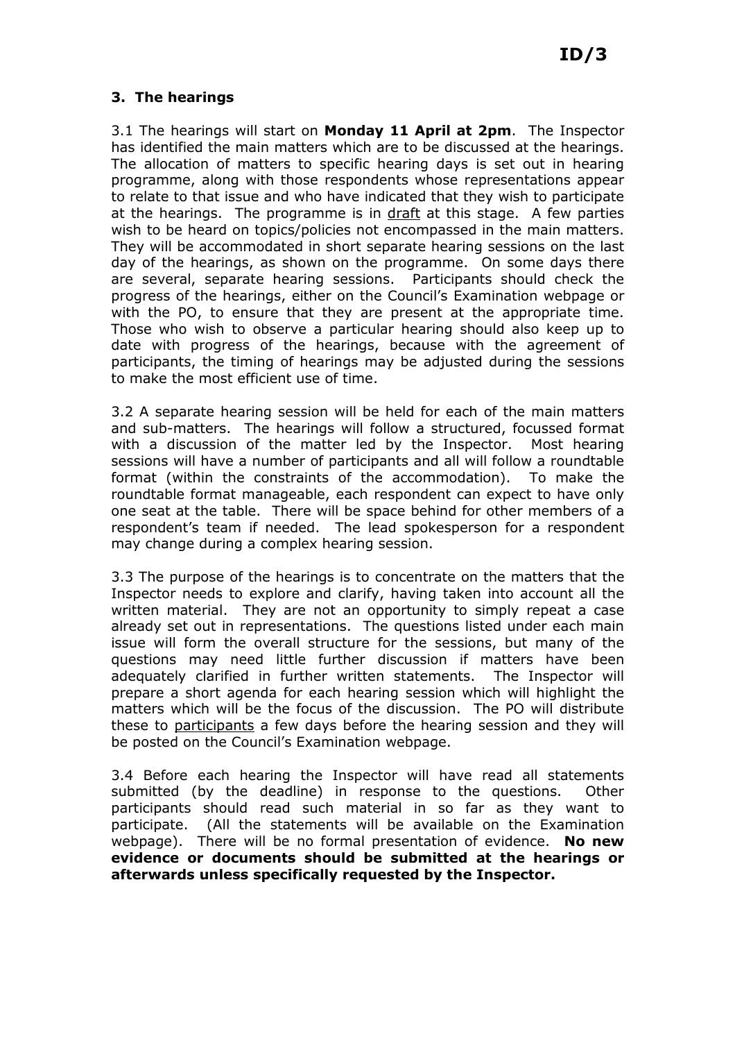### 3. The hearings

3.1 The hearings will start on **Monday 11 April at 2pm**. The Inspector has identified the main matters which are to be discussed at the hearings. The allocation of matters to specific hearing days is set out in hearing programme, along with those respondents whose representations appear to relate to that issue and who have indicated that they wish to participate at the hearings. The programme is in <u>draft</u> at this stage. A few parties wish to be heard on topics/policies not encompassed in the main matters. They will be accommodated in short separate hearing sessions on the last day of the hearings, as shown on the programme. On some days there are several, separate hearing sessions. Participants should check the progress of the hearings, either on the Council's Examination webpage or with the PO, to ensure that they are present at the appropriate time. Those who wish to observe a particular hearing should also keep up to date with progress of the hearings, because with the agreement of participants, the timing of hearings may be adjusted during the sessions to make the most efficient use of time.

3.2 A separate hearing session will be held for each of the main matters and sub-matters. The hearings will follow a structured, focussed format with a discussion of the matter led by the Inspector. Most hearing sessions will have a number of participants and all will follow a roundtable format (within the constraints of the accommodation). To make the roundtable format manageable, each respondent can expect to have only one seat at the table. There will be space behind for other members of a respondent's team if needed. The lead spokesperson for a respondent may change during a complex hearing session.

3.3 The purpose of the hearings is to concentrate on the matters that the Inspector needs to explore and clarify, having taken into account all the written material. They are not an opportunity to simply repeat a case already set out in representations. The questions listed under each main issue will form the overall structure for the sessions, but many of the questions may need little further discussion if matters have been adequately clarified in further written statements. The Inspector will prepare a short agenda for each hearing session which will highlight the matters which will be the focus of the discussion. The PO will distribute these to <u>participants</u> a few days before the hearing session and they will be posted on the Council's Examination webpage.

3.4 Before each hearing the Inspector will have read all statements submitted (by the deadline) in response to the questions. Other participants should read such material in so far as they want to participate. (All the statements will be available on the Examination webpage). There will be no formal presentation of evidence. **No new evidence or documents should be submitted at the hearings or afterwards unless specifically requested by the Inspector.**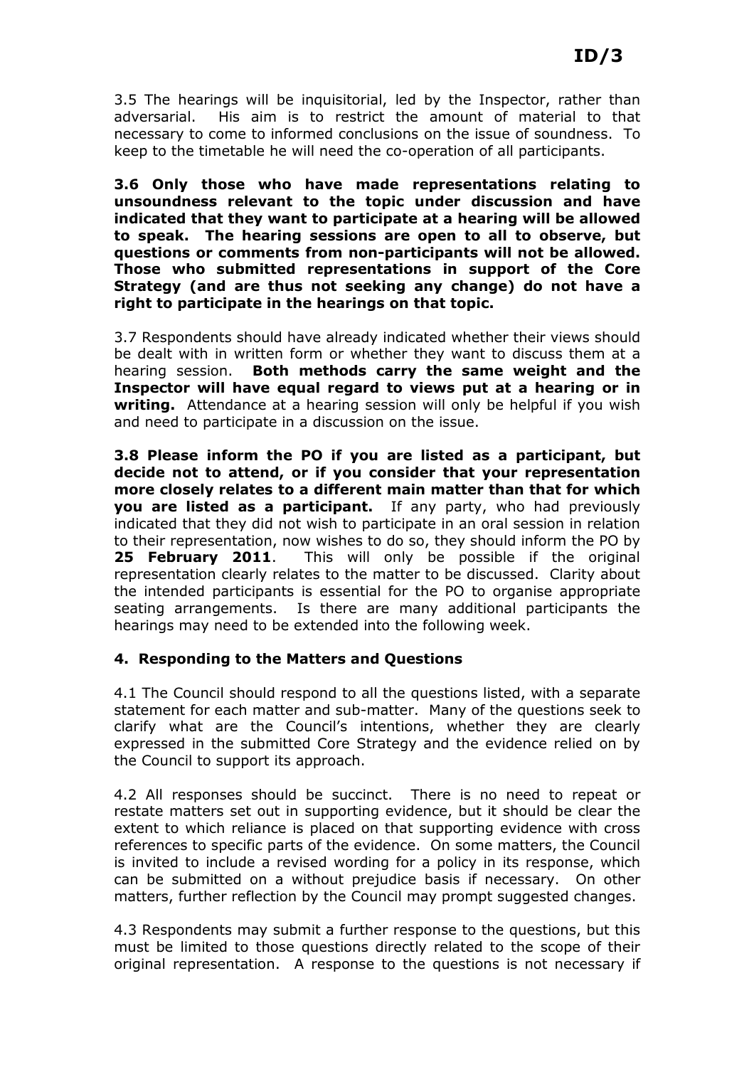3.5 The hearings will be inquisitorial, led by the Inspector, rather than adversarial. His aim is to restrict the amount of material to that necessary to come to informed conclusions on the issue of soundness. To keep to the timetable he will need the co-operation of all participants.

**3.6 Only those who have made representations relating to unsoundness relevant to the topic under discussion and have indicated that they want to participate at a hearing will be allowed to speak. The hearing sessions are open to all to observe, but questions or comments from non-participants will not be allowed. Those who submitted representations in support of the Core Strategy (and are thus not seeking any change) do not have a right to participate in the hearings on that topic.**

3.7 Respondents should have already indicated whether their views should be dealt with in written form or whether they want to discuss them at a hearing session. **Both methods carry the same weight and the Inspector will have equal regard to views put at a hearing or in writing.** Attendance at a hearing session will only be helpful if you wish and need to participate in a discussion on the issue.

**3.8 Please inform the PO if you are listed as a participant, but decide not to attend, or if you consider that your representation more closely relates to a different main matter than that for which you are listed as a participant.** If any party, who had previously indicated that they did not wish to participate in an oral session in relation to their representation, now wishes to do so, they should inform the PO by **25 February 2011**. This will only be possible if the original representation clearly relates to the matter to be discussed. Clarity about the intended participants is essential for the PO to organise appropriate seating arrangements. Is there are many additional participants the hearings may need to be extended into the following week.

### 4. Responding to the Matters and Questions

4.1 The Council should respond to all the questions listed, with a separate statement for each matter and sub-matter. Many of the questions seek to clarify what are the Council's intentions, whether they are clearly expressed in the submitted Core Strategy and the evidence relied on by the Council to support its approach.

4.2 All responses should be succinct. There is no need to repeat or restate matters set out in supporting evidence, but it should be clear the extent to which reliance is placed on that supporting evidence with cross references to specific parts of the evidence. On some matters, the Council is invited to include a revised wording for a policy in its response, which can be submitted on a without prejudice basis if necessary. On other matters, further reflection by the Council may prompt suggested changes.

4.3 Respondents may submit a further response to the questions, but this must be limited to those questions directly related to the scope of their original representation. A response to the questions is not necessary if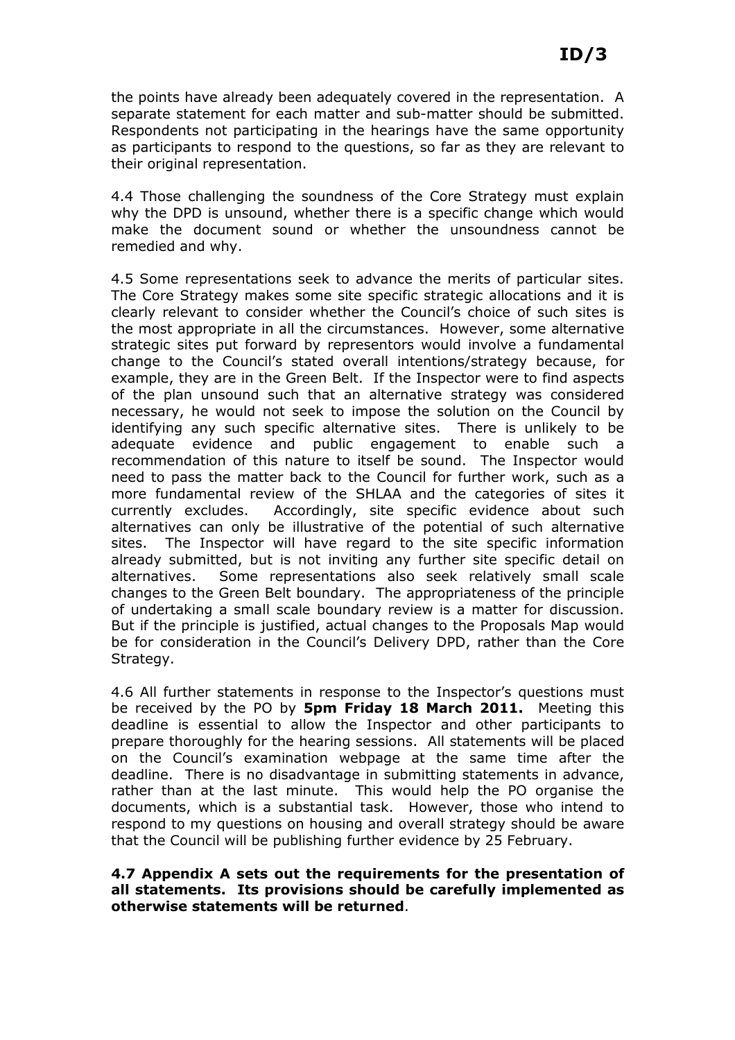the points have already been adequately covered in the representation. A separate statement for each matter and sub-matter should be submitted. Respondents not participating in the hearings have the same opportunity as participants to respond to the questions, so far as they are relevant to their original representation.

4.4 Those challenging the soundness of the Core Strategy must explain why the DPD is unsound, whether there is a specific change which would make the document sound or whether the unsoundness cannot be remedied and why.

4.5 Some representations seek to advance the merits of particular sites. The Core Strategy makes some site specific strategic allocations and it is clearly relevant to consider whether the Council's choice of such sites is the most appropriate in all the circumstances. However, some alternative strategic sites put forward by representors would involve a fundamental change to the Council's stated overall intentions/strategy because, for example, they are in the Green Belt. If the Inspector were to find aspects of the plan unsound such that an alternative strategy was considered necessary, he would not seek to impose the solution on the Council by identifying any such specific alternative sites. There is unlikely to be adequate evidence and public engagement to enable such a recommendation of this nature to itself be sound. The Inspector would need to pass the matter back to the Council for further work, such as a more fundamental review of the SHLAA and the categories of sites it currently excludes. Accordingly, site specific evidence about such alternatives can only be illustrative of the potential of such alternative sites. The Inspector will have regard to the site specific information already submitted, but is not inviting any further site specific detail on alternatives. Some representations also seek relatively small scale changes to the Green Belt boundary. The appropriateness of the principle of undertaking a small scale boundary review is a matter for discussion. But if the principle is justified, actual changes to the Proposals Map would be for consideration in the Council's Delivery DPD, rather than the Core Strategy.

4.6 All further statements in response to the Inspector's questions must be received by the PO by **5pm Friday 18 March 2011.** Meeting this deadline is essential to allow the Inspector and other participants to prepare thoroughly for the hearing sessions. All statements will be placed on the Council's examination webpage at the same time after the deadline. There is no disadvantage in submitting statements in advance, rather than at the last minute. This would help the PO organise the documents, which is a substantial task. However, those who intend to respond to my questions on housing and overall strategy should be aware that the Council will be publishing further evidence by 25 February.

**4.7 Appendix A sets out the requirements for the presentation of all statements. Its provisions should be carefully implemented as otherwise statements will be returned**.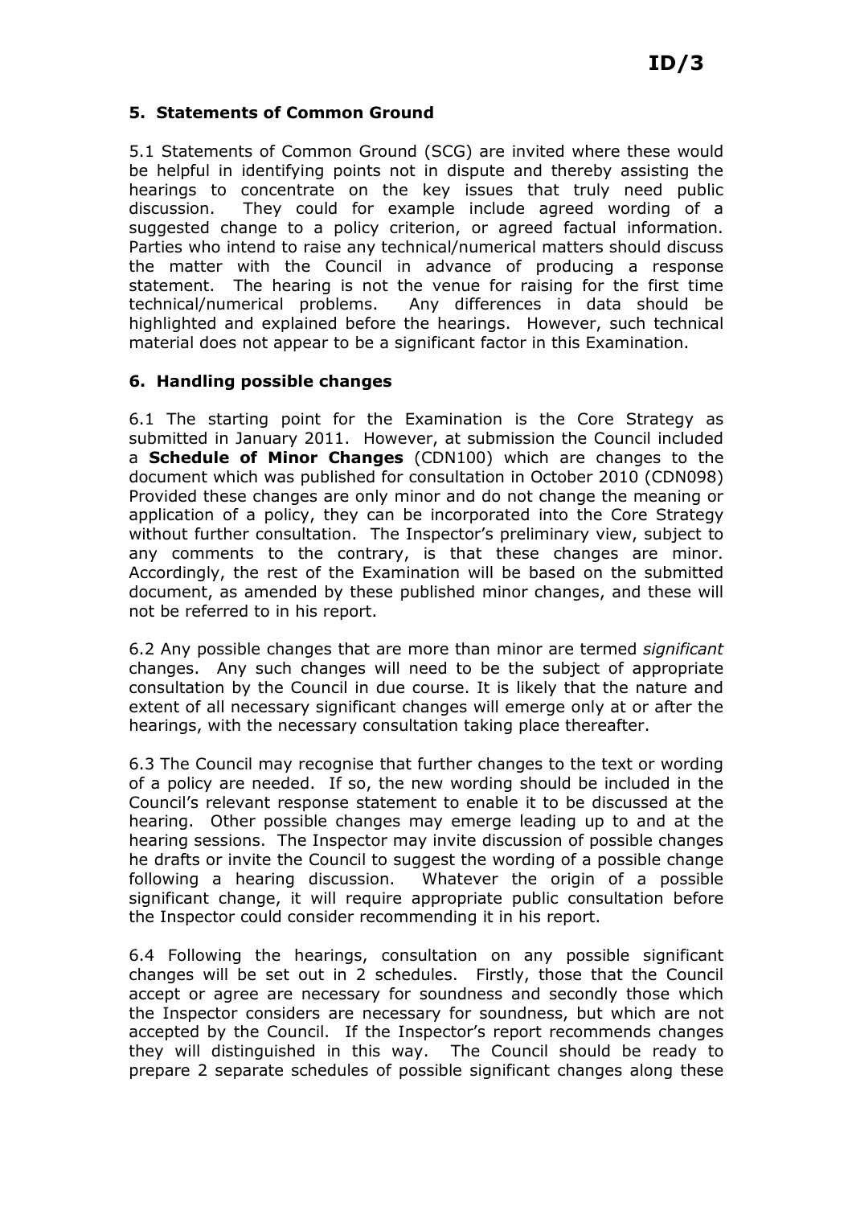## 5. Statements of Common Ground

5.1 Statements of Common Ground (SCG) are invited where these would be helpful in identifying points not in dispute and thereby assisting the hearings to concentrate on the key issues that truly need public discussion. They could for example include agreed wording of a suggested change to a policy criterion, or agreed factual information. Parties who intend to raise any technical/numerical matters should discuss the matter with the Council in advance of producing a response statement. The hearing is not the venue for raising for the first time technical/numerical problems. Any differences in data should be highlighted and explained before the hearings. However, such technical material does not appear to be a significant factor in this Examination.

## 6. Handling possible changes

6.1 The starting point for the Examination is the Core Strategy as submitted in January 2011. However, at submission the Council included a **Schedule of Minor Changes** (CDN100) which are changes to the document which was published for consultation in October 2010 (CDN098) Provided these changes are only minor and do not change the meaning or application of a policy, they can be incorporated into the Core Strategy without further consultation. The Inspector's preliminary view, subject to any comments to the contrary, is that these changes are minor. Accordingly, the rest of the Examination will be based on the submitted document, as amended by these published minor changes, and these will not be referred to in his report.

6.2 Any possible changes that are more than minor are termed *significant* changes. Any such changes will need to be the subject of appropriate consultation by the Council in due course. It is likely that the nature and extent of all necessary significant changes will emerge only at or after the hearings, with the necessary consultation taking place thereafter.

6.3 The Council may recognise that further changes to the text or wording of a policy are needed. If so, the new wording should be included in the Council's relevant response statement to enable it to be discussed at the hearing. Other possible changes may emerge leading up to and at the hearing sessions. The Inspector may invite discussion of possible changes he drafts or invite the Council to suggest the wording of a possible change following a hearing discussion. Whatever the origin of a possible significant change, it will require appropriate public consultation before the Inspector could consider recommending it in his report.

6.4 Following the hearings, consultation on any possible significant changes will be set out in 2 schedules. Firstly, those that the Council accept or agree are necessary for soundness and secondly those which the Inspector considers are necessary for soundness, but which are not accepted by the Council. If the Inspector's report recommends changes they will distinguished in this way. The Council should be ready to prepare 2 separate schedules of possible significant changes along these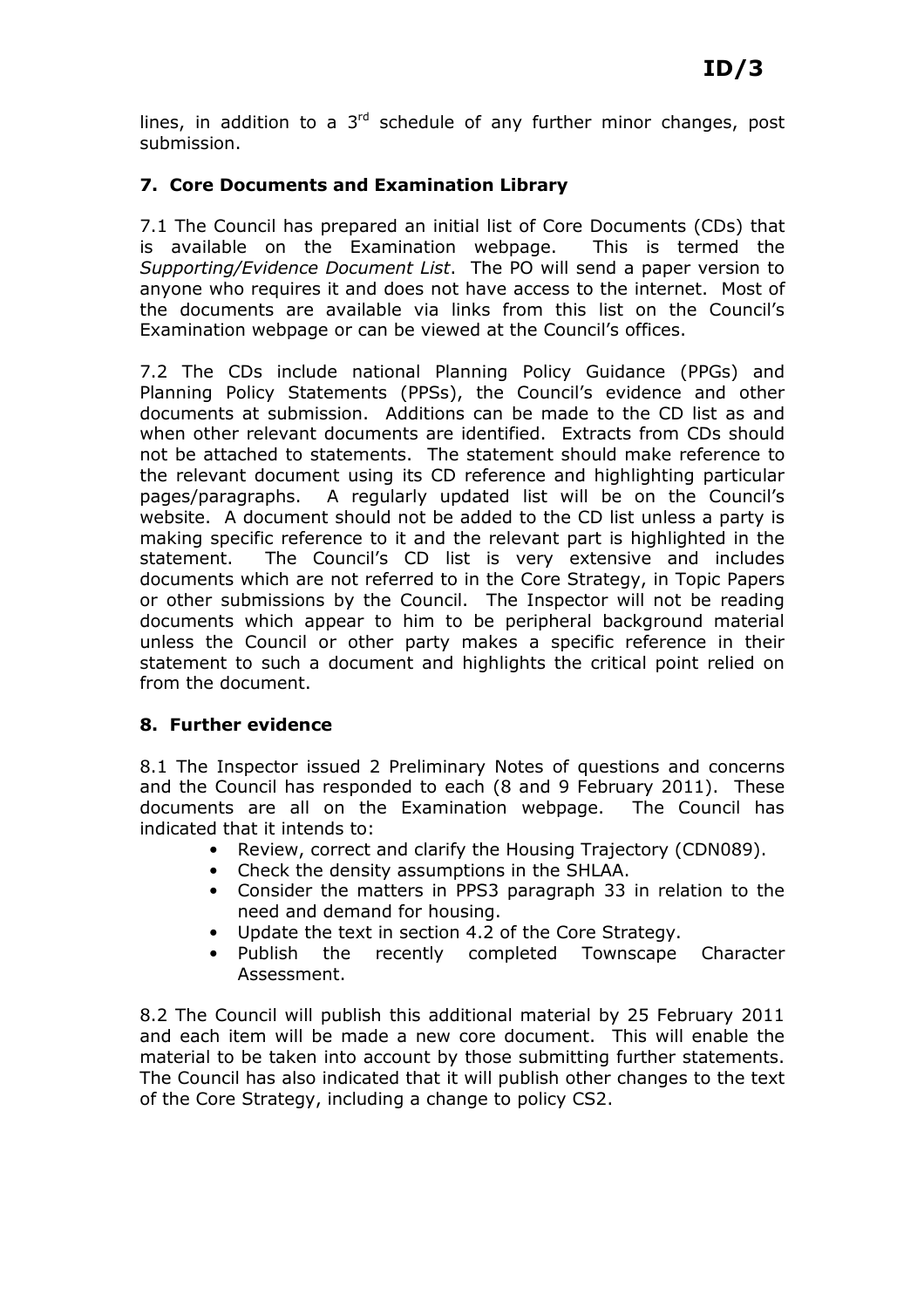lines, in addition to a 3rd schedule of any further minor changes, post submission.

## 7. Core Documents and Examination Library

7.1 The Council has prepared an initial list of Core Documents (CDs) that is available on the Examination webpage. This is termed the *Supporting/Evidence Document List*. The PO will send a paper version to anyone who requires it and does not have access to the internet. Most of the documents are available via links from this list on the Council's Examination webpage or can be viewed at the Council's offices.

7.2 The CDs include national Planning Policy Guidance (PPGs) and Planning Policy Statements (PPSs), the Council's evidence and other documents at submission. Additions can be made to the CD list as and when other relevant documents are identified. Extracts from CDs should not be attached to statements. The statement should make reference to the relevant document using its CD reference and highlighting particular pages/paragraphs. A regularly updated list will be on the Council's website. A document should not be added to the CD list unless a party is making specific reference to it and the relevant part is highlighted in the statement. The Council's CD list is very extensive and includes documents which are not referred to in the Core Strategy, in Topic Papers or other submissions by the Council. The Inspector will not be reading documents which appear to him to be peripheral background material unless the Council or other party makes a specific reference in their statement to such a document and highlights the critical point relied on from the document.

## 8. Further evidence

8.1 The Inspector issued 2 Preliminary Notes of questions and concerns and the Council has responded to each (8 and 9 February 2011). These documents are all on the Examination webpage. The Council has indicated that it intends to:

- Review, correct and clarify the Housing Trajectory (CDN089).
- Check the density assumptions in the SHLAA.
- Consider the matters in PPS3 paragraph 33 in relation to the need and demand for housing.
- Update the text in section 4.2 of the Core Strategy.
- Publish the recently completed Townscape Character Assessment.

8.2 The Council will publish this additional material by 25 February 2011 and each item will be made a new core document. This will enable the material to be taken into account by those submitting further statements. The Council has also indicated that it will publish other changes to the text of the Core Strategy, including a change to policy CS2.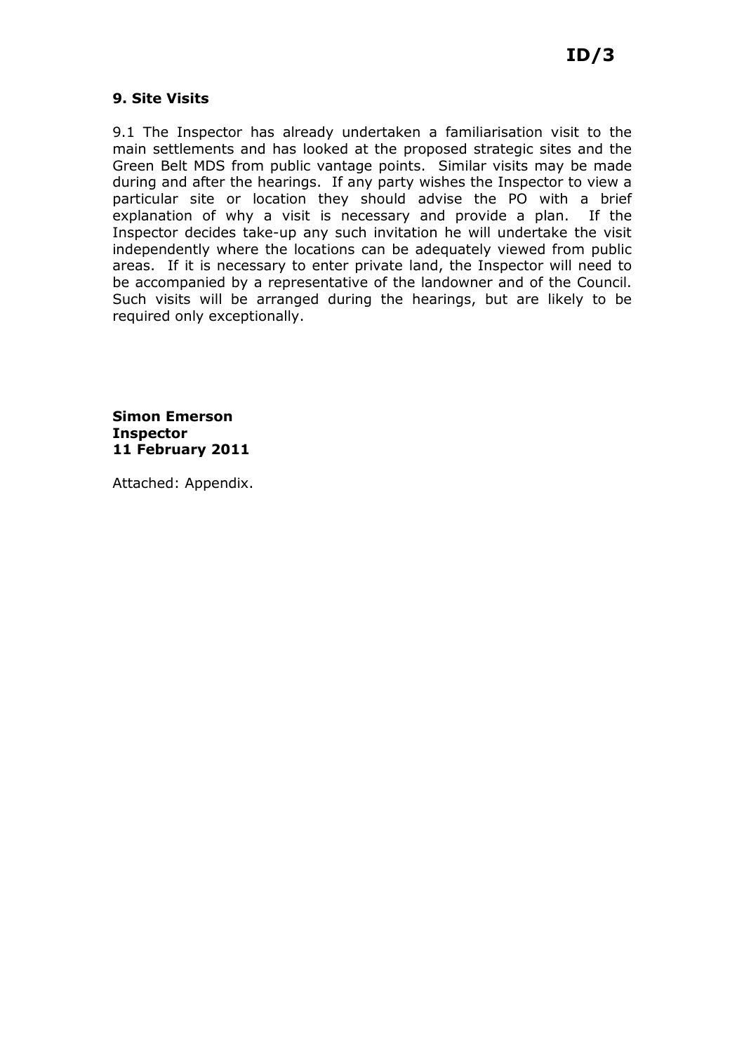## 9. Site Visits

9.1 The Inspector has already undertaken a familiarisation visit to the main settlements and has looked at the proposed strategic sites and the Green Belt MDS from public vantage points. Similar visits may be made during and after the hearings. If any party wishes the Inspector to view a particular site or location they should advise the PO with a brief explanation of why a visit is necessary and provide a plan. If the Inspector decides take-up any such invitation he will undertake the visit independently where the locations can be adequately viewed from public areas. If it is necessary to enter private land, the Inspector will need to be accompanied by a representative of the landowner and of the Council. Such visits will be arranged during the hearings, but are likely to be required only exceptionally.

**Simon Emerson**
**Inspector**
**11 February 2011**

Attached: Appendix.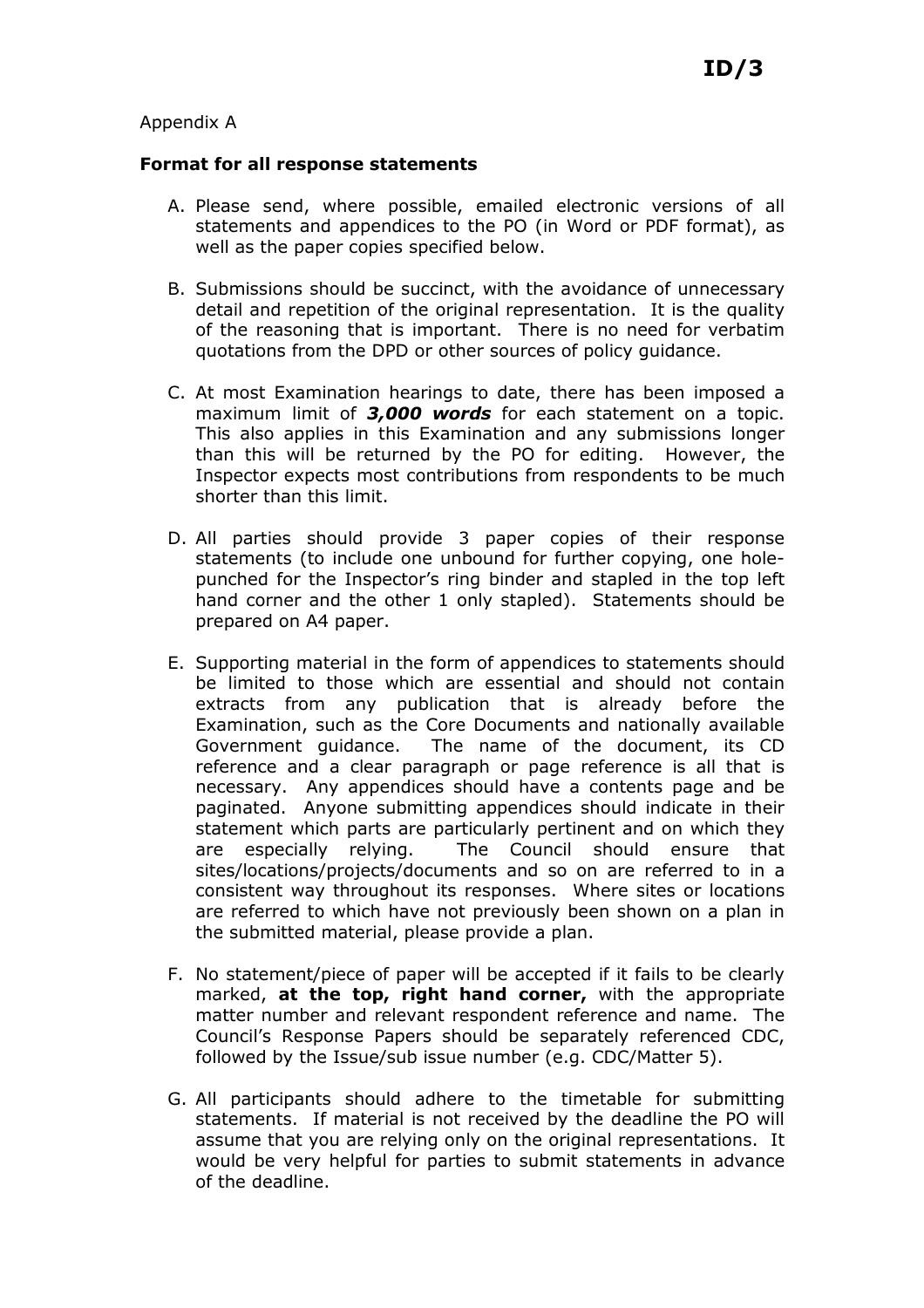ID/3

Appendix A

**Format for all response statements**

A. Please send, where possible, emailed electronic versions of all statements and appendices to the PO (in Word or PDF format), as well as the paper copies specified below.

B. Submissions should be succinct, with the avoidance of unnecessary detail and repetition of the original representation. It is the quality of the reasoning that is important. There is no need for verbatim quotations from the DPD or other sources of policy guidance.

C. At most Examination hearings to date, there has been imposed a maximum limit of ***3,000 words*** for each statement on a topic. This also applies in this Examination and any submissions longer than this will be returned by the PO for editing. However, the Inspector expects most contributions from respondents to be much shorter than this limit.

D. All parties should provide 3 paper copies of their response statements (to include one unbound for further copying, one hole-punched for the Inspector's ring binder and stapled in the top left hand corner and the other 1 only stapled). Statements should be prepared on A4 paper.

E. Supporting material in the form of appendices to statements should be limited to those which are essential and should not contain extracts from any publication that is already before the Examination, such as the Core Documents and nationally available Government guidance. The name of the document, its CD reference and a clear paragraph or page reference is all that is necessary. Any appendices should have a contents page and be paginated. Anyone submitting appendices should indicate in their statement which parts are particularly pertinent and on which they are especially relying. The Council should ensure that sites/locations/projects/documents and so on are referred to in a consistent way throughout its responses. Where sites or locations are referred to which have not previously been shown on a plan in the submitted material, please provide a plan.

F. No statement/piece of paper will be accepted if it fails to be clearly marked, **at the top, right hand corner,** with the appropriate matter number and relevant respondent reference and name. The Council's Response Papers should be separately referenced CDC, followed by the Issue/sub issue number (e.g. CDC/Matter 5).

G. All participants should adhere to the timetable for submitting statements. If material is not received by the deadline the PO will assume that you are relying only on the original representations. It would be very helpful for parties to submit statements in advance of the deadline.